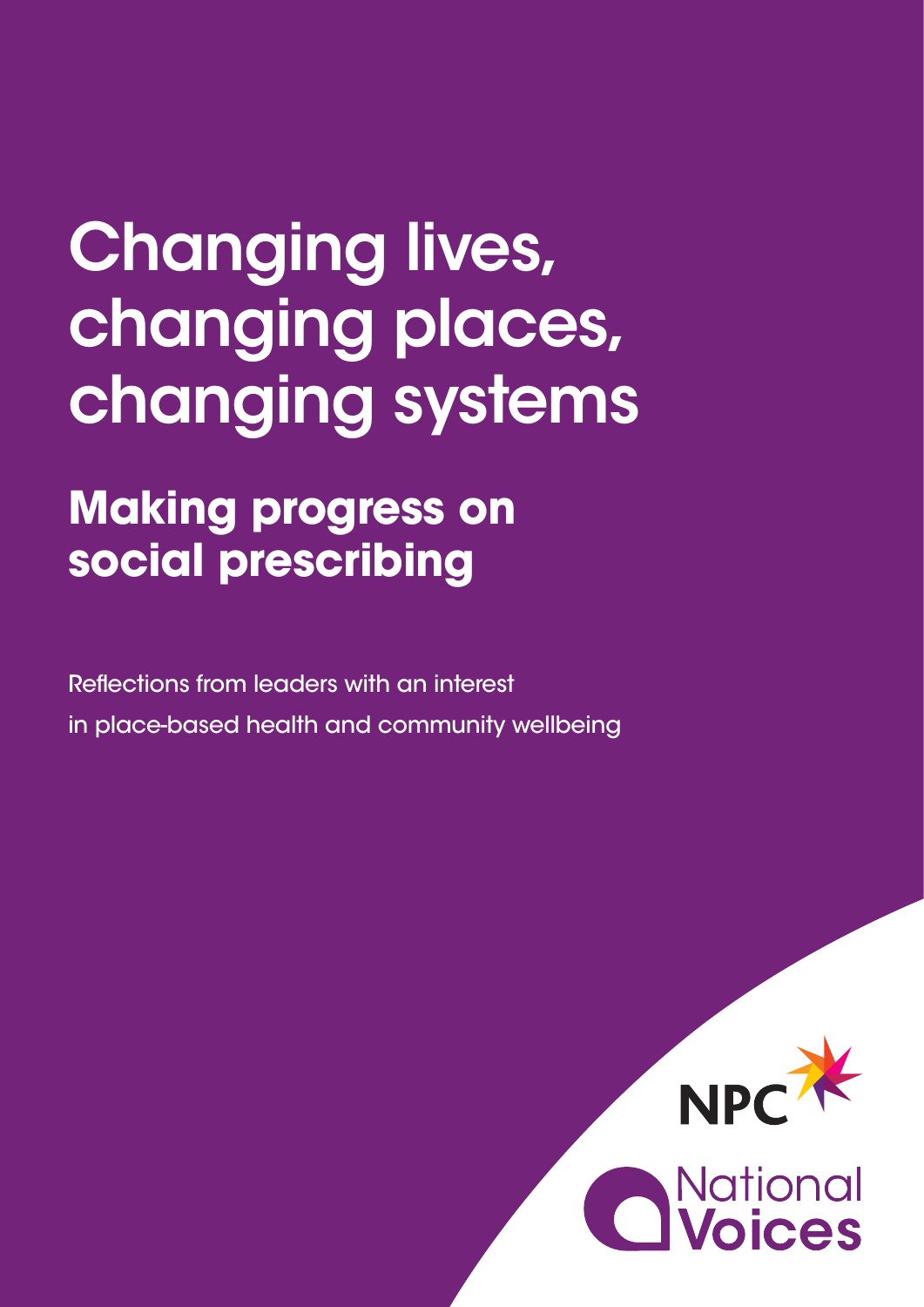# Changing lives, changing places, changing systems

## Making progress on social prescribing

Reflections from leaders with an interest in place-based health and community wellbeing

NPC

National Voices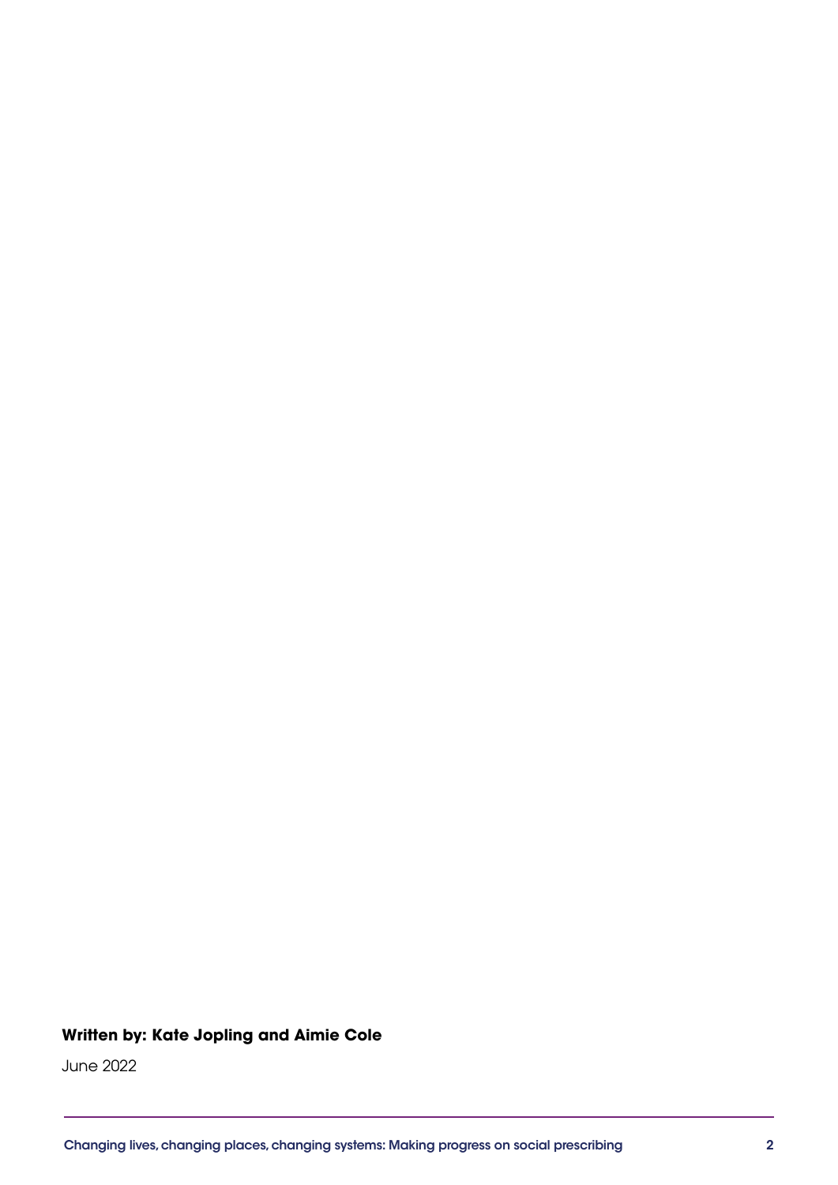**Written by: Kate Jopling and Aimie Cole**

June 2022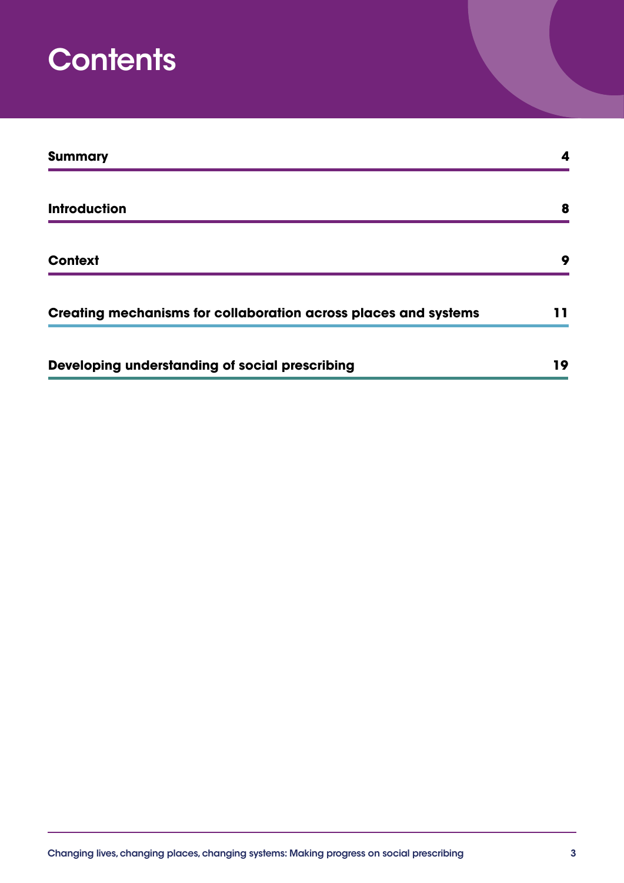# Contents

| | |
|---|---|
| **Summary** | **4** |
| **Introduction** | **8** |
| **Context** | **9** |
| **Creating mechanisms for collaboration across places and systems** | **11** |
| **Developing understanding of social prescribing** | **19** |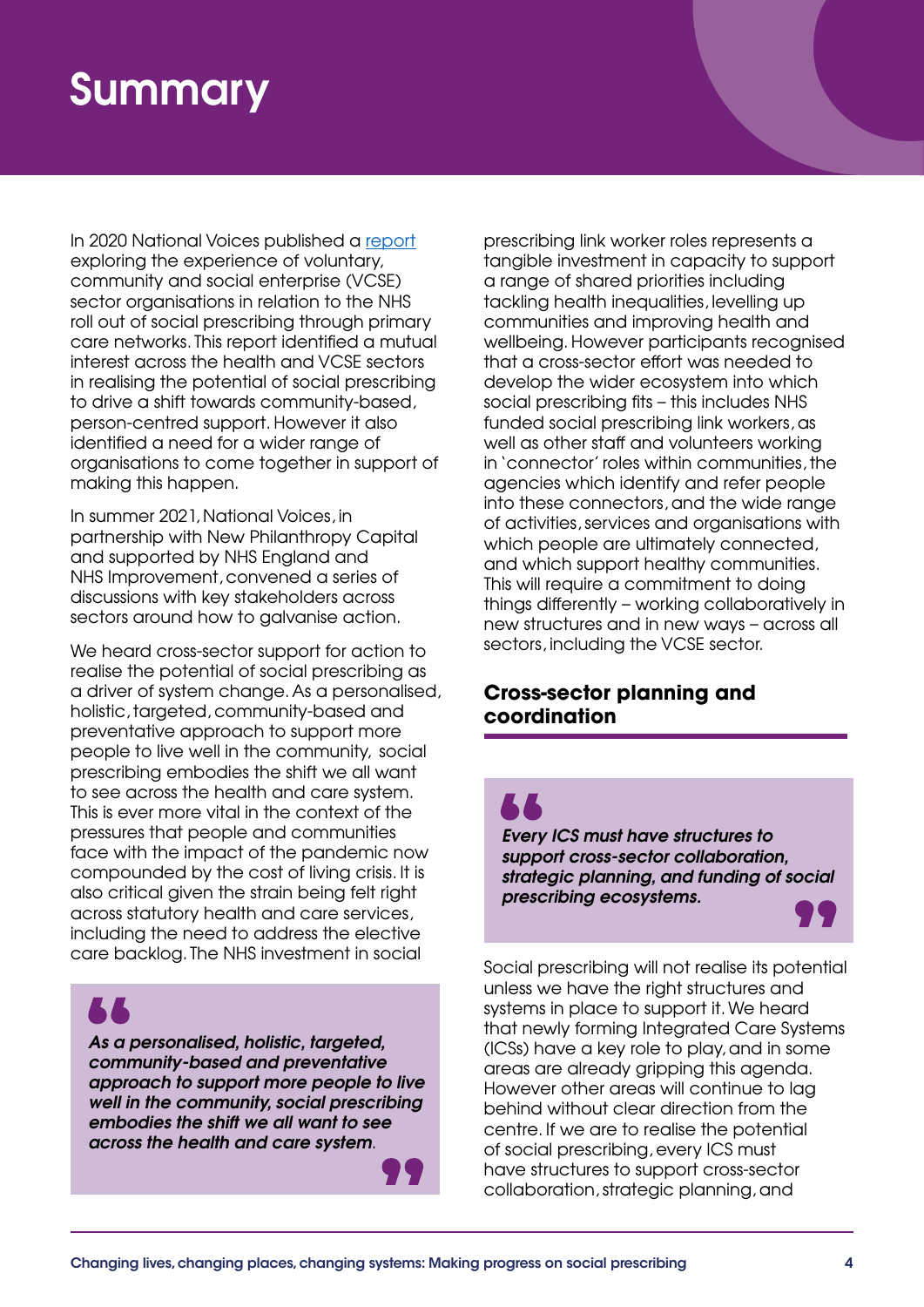# Summary

In 2020 National Voices published a [report](report) exploring the experience of voluntary, community and social enterprise (VCSE) sector organisations in relation to the NHS roll out of social prescribing through primary care networks. This report identified a mutual interest across the health and VCSE sectors in realising the potential of social prescribing to drive a shift towards community-based, person-centred support. However it also identified a need for a wider range of organisations to come together in support of making this happen.

In summer 2021, National Voices, in partnership with New Philanthropy Capital and supported by NHS England and NHS Improvement, convened a series of discussions with key stakeholders across sectors around how to galvanise action.

We heard cross-sector support for action to realise the potential of social prescribing as a driver of system change. As a personalised, holistic, targeted, community-based and preventative approach to support more people to live well in the community, social prescribing embodies the shift we all want to see across the health and care system. This is ever more vital in the context of the pressures that people and communities face with the impact of the pandemic now compounded by the cost of living crisis. It is also critical given the strain being felt right across statutory health and care services, including the need to address the elective care backlog. The NHS investment in social prescribing link worker roles represents a tangible investment in capacity to support a range of shared priorities including tackling health inequalities, levelling up communities and improving health and wellbeing. However participants recognised that a cross-sector effort was needed to develop the wider ecosystem into which social prescribing fits – this includes NHS funded social prescribing link workers, as well as other staff and volunteers working in 'connector' roles within communities, the agencies which identify and refer people into these connectors, and the wide range of activities, services and organisations with which people are ultimately connected, and which support healthy communities. This will require a commitment to doing things differently – working collaboratively in new structures and in new ways – across all sectors, including the VCSE sector.

> ***As a personalised, holistic, targeted, community-based and preventative approach to support more people to live well in the community, social prescribing embodies the shift we all want to see across the health and care system.***

## Cross-sector planning and coordination

> ***Every ICS must have structures to support cross-sector collaboration, strategic planning, and funding of social prescribing ecosystems.***

Social prescribing will not realise its potential unless we have the right structures and systems in place to support it. We heard that newly forming Integrated Care Systems (ICSs) have a key role to play, and in some areas are already gripping this agenda. However other areas will continue to lag behind without clear direction from the centre. If we are to realise the potential of social prescribing, every ICS must have structures to support cross-sector collaboration, strategic planning, and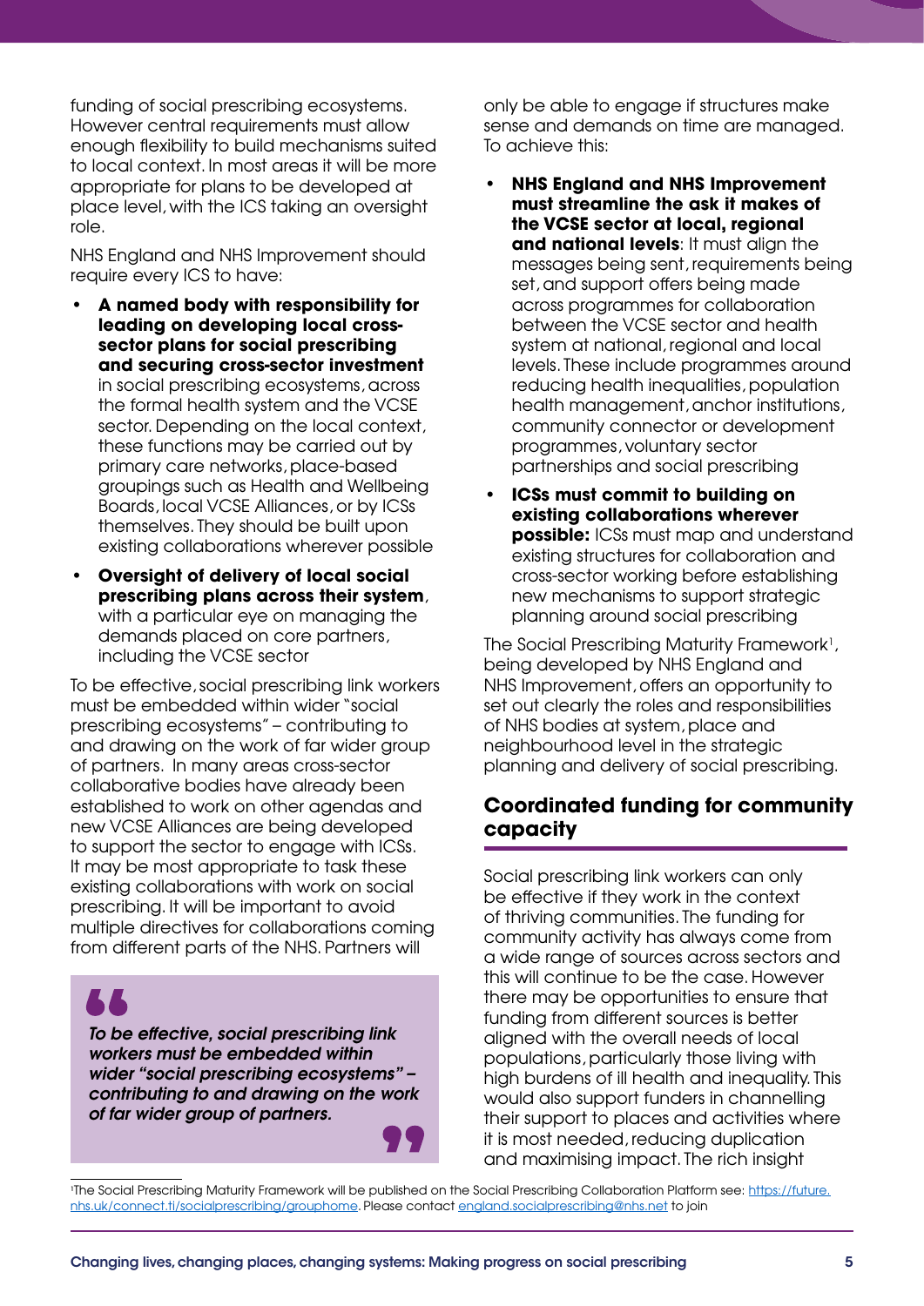funding of social prescribing ecosystems. However central requirements must allow enough flexibility to build mechanisms suited to local context. In most areas it will be more appropriate for plans to be developed at place level, with the ICS taking an oversight role.

NHS England and NHS Improvement should require every ICS to have:

- **A named body with responsibility for leading on developing local cross-sector plans for social prescribing and securing cross-sector investment** in social prescribing ecosystems, across the formal health system and the VCSE sector. Depending on the local context, these functions may be carried out by primary care networks, place-based groupings such as Health and Wellbeing Boards, local VCSE Alliances, or by ICSs themselves. They should be built upon existing collaborations wherever possible
- **Oversight of delivery of local social prescribing plans across their system**, with a particular eye on managing the demands placed on core partners, including the VCSE sector

To be effective, social prescribing link workers must be embedded within wider "social prescribing ecosystems" – contributing to and drawing on the work of far wider group of partners. In many areas cross-sector collaborative bodies have already been established to work on other agendas and new VCSE Alliances are being developed to support the sector to engage with ICSs. It may be most appropriate to task these existing collaborations with work on social prescribing. It will be important to avoid multiple directives for collaborations coming from different parts of the NHS. Partners will only be able to engage if structures make sense and demands on time are managed. To achieve this:

> ***To be effective, social prescribing link workers must be embedded within wider "social prescribing ecosystems" – contributing to and drawing on the work of far wider group of partners.***

- **NHS England and NHS Improvement must streamline the ask it makes of the VCSE sector at local, regional and national levels**: It must align the messages being sent, requirements being set, and support offers being made across programmes for collaboration between the VCSE sector and health system at national, regional and local levels. These include programmes around reducing health inequalities, population health management, anchor institutions, community connector or development programmes, voluntary sector partnerships and social prescribing
- **ICSs must commit to building on existing collaborations wherever possible:** ICSs must map and understand existing structures for collaboration and cross-sector working before establishing new mechanisms to support strategic planning around social prescribing

The Social Prescribing Maturity Framework[1], being developed by NHS England and NHS Improvement, offers an opportunity to set out clearly the roles and responsibilities of NHS bodies at system, place and neighbourhood level in the strategic planning and delivery of social prescribing.

## Coordinated funding for community capacity

Social prescribing link workers can only be effective if they work in the context of thriving communities. The funding for community activity has always come from a wide range of sources across sectors and this will continue to be the case. However there may be opportunities to ensure that funding from different sources is better aligned with the overall needs of local populations, particularly those living with high burdens of ill health and inequality. This would also support funders in channelling their support to places and activities where it is most needed, reducing duplication and maximising impact. The rich insight

[1]The Social Prescribing Maturity Framework will be published on the Social Prescribing Collaboration Platform see: https://future.nhs.uk/connect.ti/socialprescribing/grouphome. Please contact england.socialprescribing@nhs.net to join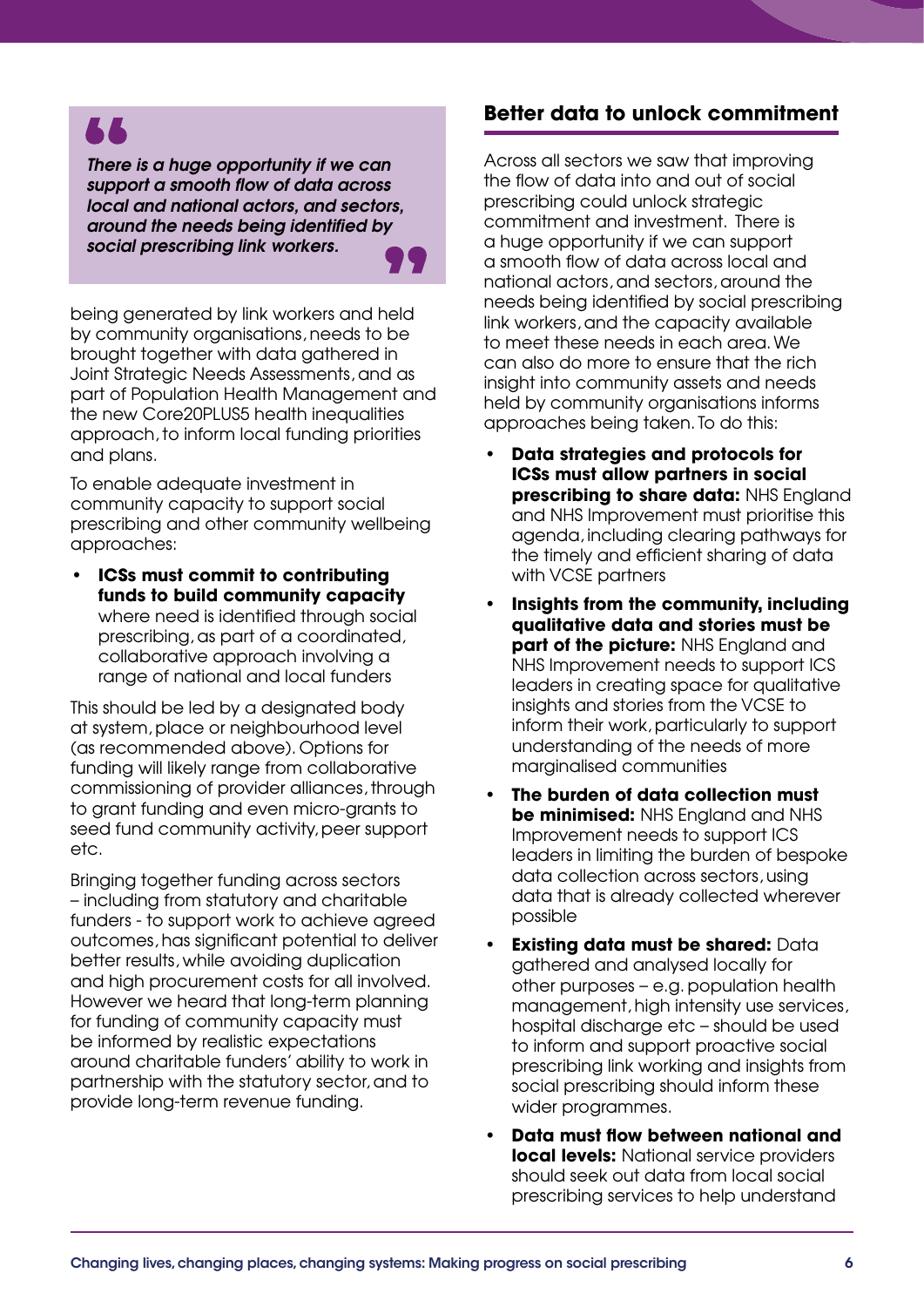> *There is a huge opportunity if we can support a smooth flow of data across local and national actors, and sectors, around the needs being identified by social prescribing link workers.*

being generated by link workers and held by community organisations, needs to be brought together with data gathered in Joint Strategic Needs Assessments, and as part of Population Health Management and the new Core20PLUS5 health inequalities approach, to inform local funding priorities and plans.

To enable adequate investment in community capacity to support social prescribing and other community wellbeing approaches:

- **ICSs must commit to contributing funds to build community capacity** where need is identified through social prescribing, as part of a coordinated, collaborative approach involving a range of national and local funders

This should be led by a designated body at system, place or neighbourhood level (as recommended above). Options for funding will likely range from collaborative commissioning of provider alliances, through to grant funding and even micro-grants to seed fund community activity, peer support etc.

Bringing together funding across sectors – including from statutory and charitable funders - to support work to achieve agreed outcomes, has significant potential to deliver better results, while avoiding duplication and high procurement costs for all involved. However we heard that long-term planning for funding of community capacity must be informed by realistic expectations around charitable funders' ability to work in partnership with the statutory sector, and to provide long-term revenue funding.

## Better data to unlock commitment

Across all sectors we saw that improving the flow of data into and out of social prescribing could unlock strategic commitment and investment. There is a huge opportunity if we can support a smooth flow of data across local and national actors, and sectors, around the needs being identified by social prescribing link workers, and the capacity available to meet these needs in each area. We can also do more to ensure that the rich insight into community assets and needs held by community organisations informs approaches being taken. To do this:

- **Data strategies and protocols for ICSs must allow partners in social prescribing to share data:** NHS England and NHS Improvement must prioritise this agenda, including clearing pathways for the timely and efficient sharing of data with VCSE partners
- **Insights from the community, including qualitative data and stories must be part of the picture:** NHS England and NHS Improvement needs to support ICS leaders in creating space for qualitative insights and stories from the VCSE to inform their work, particularly to support understanding of the needs of more marginalised communities
- **The burden of data collection must be minimised:** NHS England and NHS Improvement needs to support ICS leaders in limiting the burden of bespoke data collection across sectors, using data that is already collected wherever possible
- **Existing data must be shared:** Data gathered and analysed locally for other purposes – e.g. population health management, high intensity use services, hospital discharge etc – should be used to inform and support proactive social prescribing link working and insights from social prescribing should inform these wider programmes.
- **Data must flow between national and local levels:** National service providers should seek out data from local social prescribing services to help understand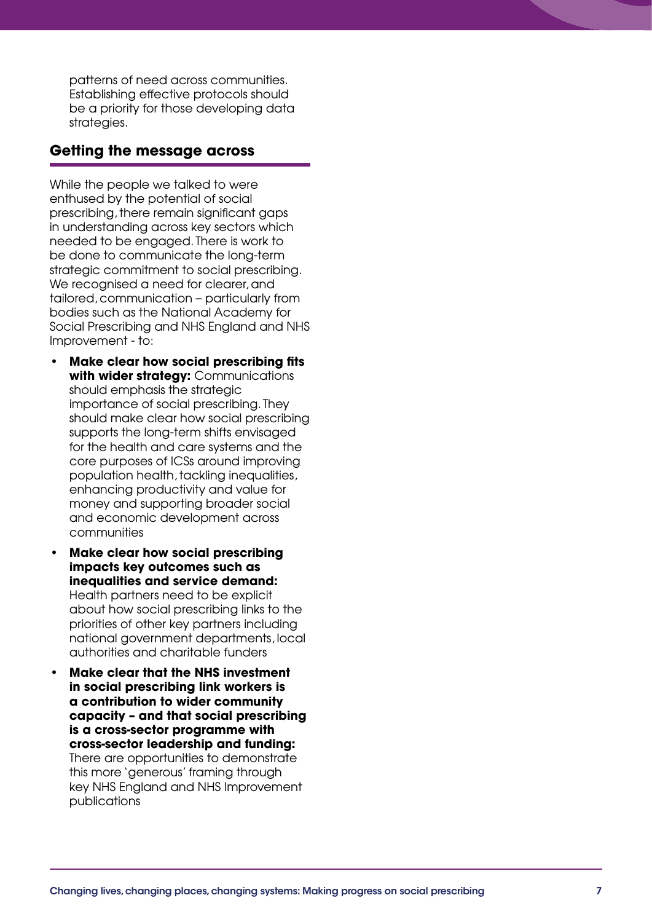patterns of need across communities. Establishing effective protocols should be a priority for those developing data strategies.

## Getting the message across

While the people we talked to were enthused by the potential of social prescribing, there remain significant gaps in understanding across key sectors which needed to be engaged. There is work to be done to communicate the long-term strategic commitment to social prescribing. We recognised a need for clearer, and tailored, communication – particularly from bodies such as the National Academy for Social Prescribing and NHS England and NHS Improvement - to:

- **Make clear how social prescribing fits with wider strategy:** Communications should emphasis the strategic importance of social prescribing. They should make clear how social prescribing supports the long-term shifts envisaged for the health and care systems and the core purposes of ICSs around improving population health, tackling inequalities, enhancing productivity and value for money and supporting broader social and economic development across communities
- **Make clear how social prescribing impacts key outcomes such as inequalities and service demand:** Health partners need to be explicit about how social prescribing links to the priorities of other key partners including national government departments, local authorities and charitable funders
- **Make clear that the NHS investment in social prescribing link workers is a contribution to wider community capacity – and that social prescribing is a cross-sector programme with cross-sector leadership and funding:** There are opportunities to demonstrate this more 'generous' framing through key NHS England and NHS Improvement publications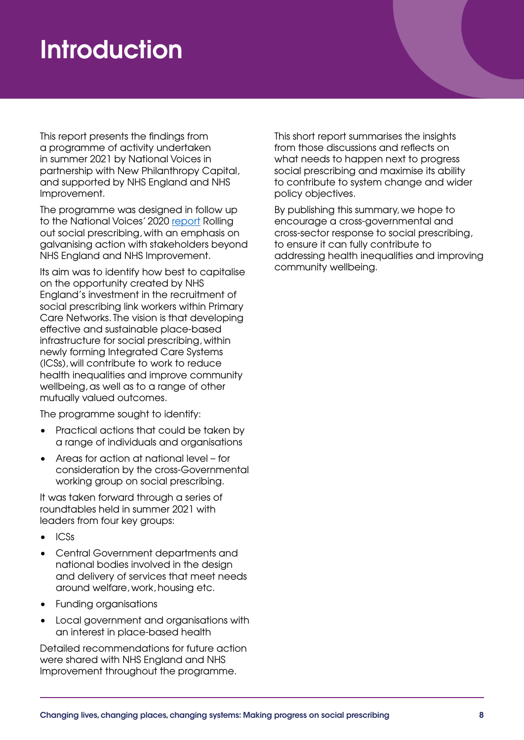# Introduction

This report presents the findings from a programme of activity undertaken in summer 2021 by National Voices in partnership with New Philanthropy Capital, and supported by NHS England and NHS Improvement.

The programme was designed in follow up to the National Voices' 2020 [report](report) Rolling out social prescribing, with an emphasis on galvanising action with stakeholders beyond NHS England and NHS Improvement.

Its aim was to identify how best to capitalise on the opportunity created by NHS England's investment in the recruitment of social prescribing link workers within Primary Care Networks. The vision is that developing effective and sustainable place-based infrastructure for social prescribing, within newly forming Integrated Care Systems (ICSs), will contribute to work to reduce health inequalities and improve community wellbeing, as well as to a range of other mutually valued outcomes.

The programme sought to identify:

- Practical actions that could be taken by a range of individuals and organisations
- Areas for action at national level – for consideration by the cross-Governmental working group on social prescribing.

It was taken forward through a series of roundtables held in summer 2021 with leaders from four key groups:

- ICSs
- Central Government departments and national bodies involved in the design and delivery of services that meet needs around welfare, work, housing etc.
- Funding organisations
- Local government and organisations with an interest in place-based health

Detailed recommendations for future action were shared with NHS England and NHS Improvement throughout the programme.

This short report summarises the insights from those discussions and reflects on what needs to happen next to progress social prescribing and maximise its ability to contribute to system change and wider policy objectives.

By publishing this summary, we hope to encourage a cross-governmental and cross-sector response to social prescribing, to ensure it can fully contribute to addressing health inequalities and improving community wellbeing.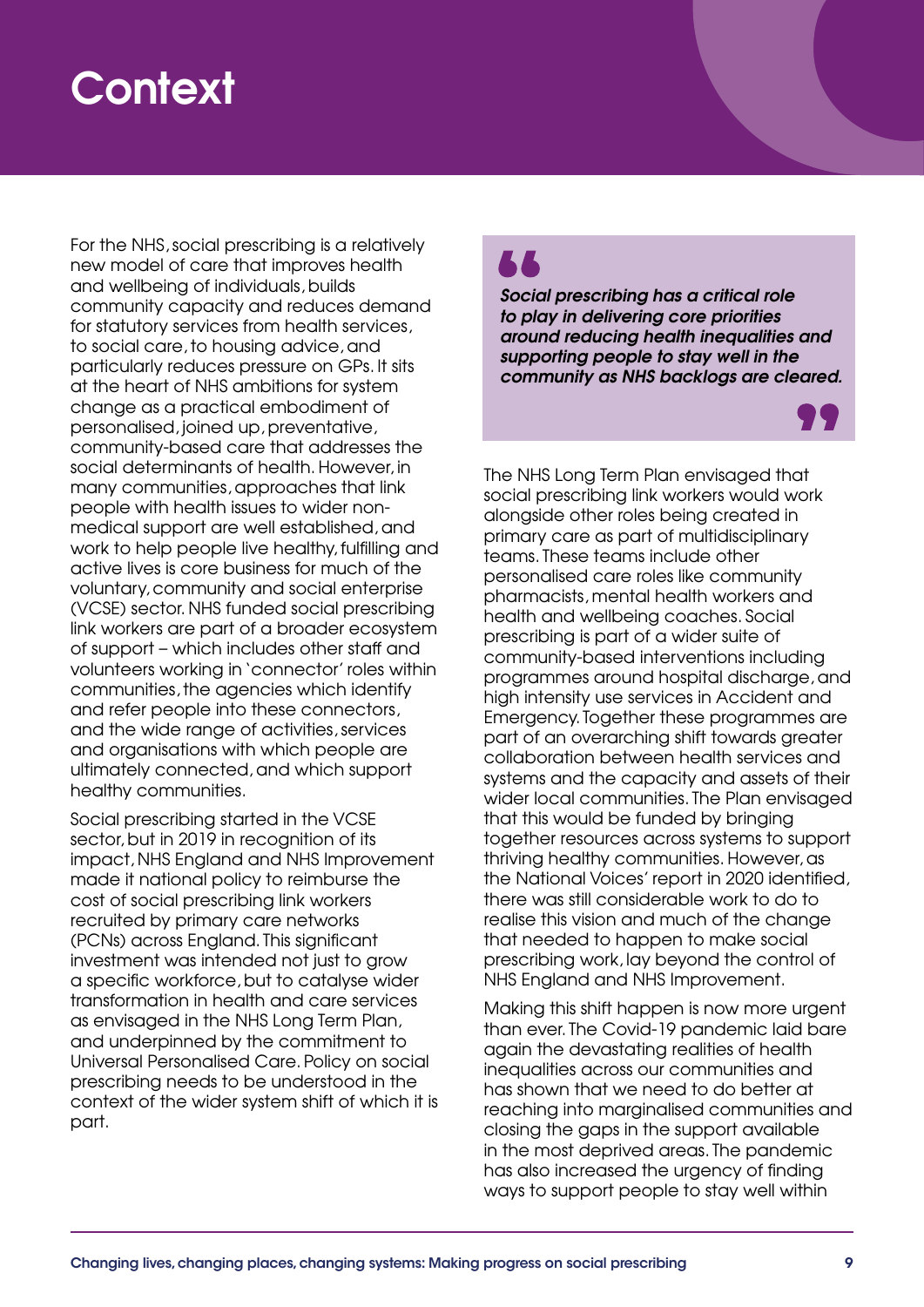# Context

For the NHS, social prescribing is a relatively new model of care that improves health and wellbeing of individuals, builds community capacity and reduces demand for statutory services from health services, to social care, to housing advice, and particularly reduces pressure on GPs. It sits at the heart of NHS ambitions for system change as a practical embodiment of personalised, joined up, preventative, community-based care that addresses the social determinants of health. However, in many communities, approaches that link people with health issues to wider non-medical support are well established, and work to help people live healthy, fulfilling and active lives is core business for much of the voluntary, community and social enterprise (VCSE) sector. NHS funded social prescribing link workers are part of a broader ecosystem of support – which includes other staff and volunteers working in 'connector' roles within communities, the agencies which identify and refer people into these connectors, and the wide range of activities, services and organisations with which people are ultimately connected, and which support healthy communities.

Social prescribing started in the VCSE sector, but in 2019 in recognition of its impact, NHS England and NHS Improvement made it national policy to reimburse the cost of social prescribing link workers recruited by primary care networks (PCNs) across England. This significant investment was intended not just to grow a specific workforce, but to catalyse wider transformation in health and care services as envisaged in the NHS Long Term Plan, and underpinned by the commitment to Universal Personalised Care. Policy on social prescribing needs to be understood in the context of the wider system shift of which it is part.

> ***Social prescribing has a critical role to play in delivering core priorities around reducing health inequalities and supporting people to stay well in the community as NHS backlogs are cleared.***

The NHS Long Term Plan envisaged that social prescribing link workers would work alongside other roles being created in primary care as part of multidisciplinary teams. These teams include other personalised care roles like community pharmacists, mental health workers and health and wellbeing coaches. Social prescribing is part of a wider suite of community-based interventions including programmes around hospital discharge, and high intensity use services in Accident and Emergency. Together these programmes are part of an overarching shift towards greater collaboration between health services and systems and the capacity and assets of their wider local communities. The Plan envisaged that this would be funded by bringing together resources across systems to support thriving healthy communities. However, as the National Voices' report in 2020 identified, there was still considerable work to do to realise this vision and much of the change that needed to happen to make social prescribing work, lay beyond the control of NHS England and NHS Improvement.

Making this shift happen is now more urgent than ever. The Covid-19 pandemic laid bare again the devastating realities of health inequalities across our communities and has shown that we need to do better at reaching into marginalised communities and closing the gaps in the support available in the most deprived areas. The pandemic has also increased the urgency of finding ways to support people to stay well within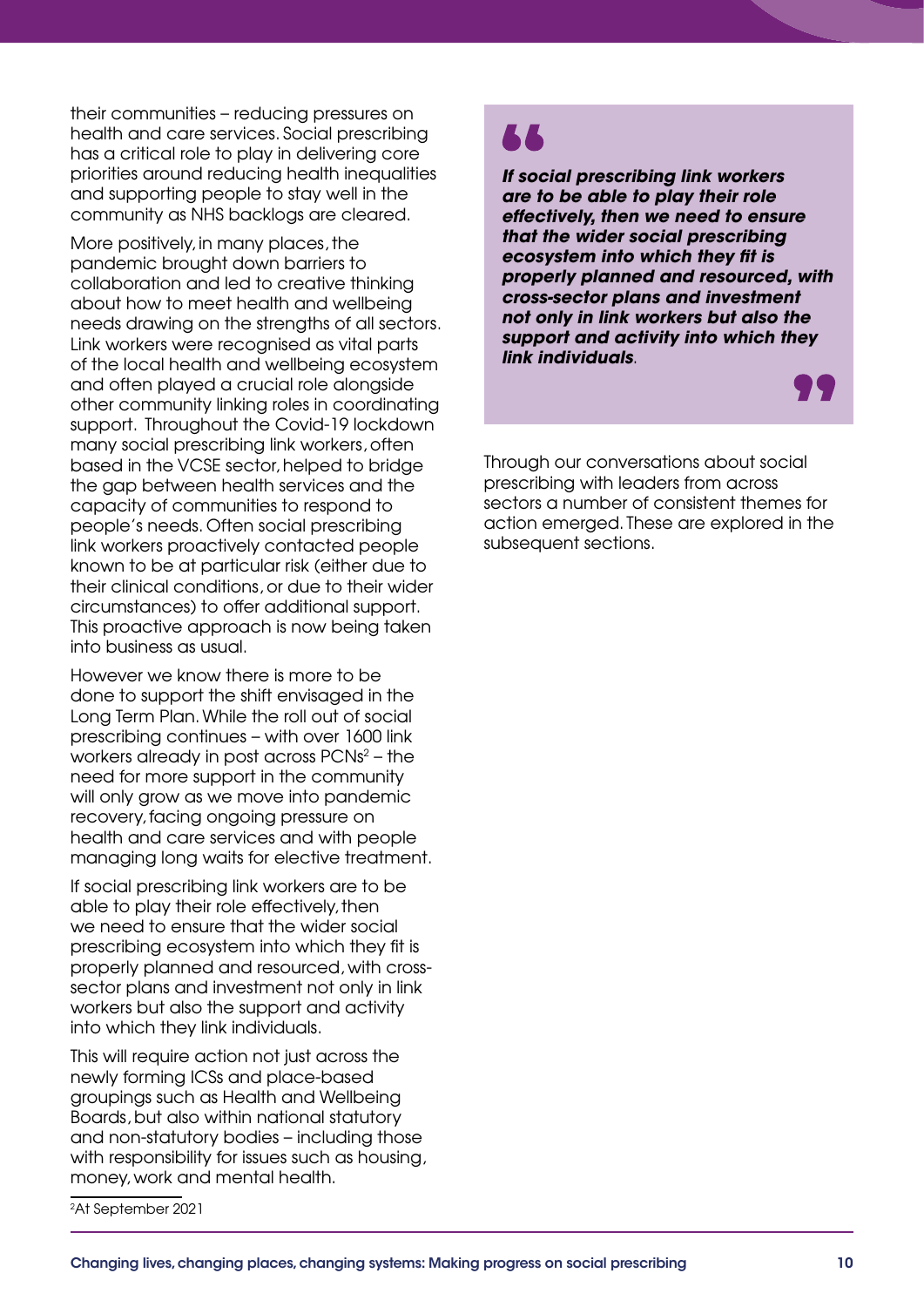their communities – reducing pressures on health and care services. Social prescribing has a critical role to play in delivering core priorities around reducing health inequalities and supporting people to stay well in the community as NHS backlogs are cleared.

More positively, in many places, the pandemic brought down barriers to collaboration and led to creative thinking about how to meet health and wellbeing needs drawing on the strengths of all sectors. Link workers were recognised as vital parts of the local health and wellbeing ecosystem and often played a crucial role alongside other community linking roles in coordinating support. Throughout the Covid-19 lockdown many social prescribing link workers, often based in the VCSE sector, helped to bridge the gap between health services and the capacity of communities to respond to people's needs. Often social prescribing link workers proactively contacted people known to be at particular risk (either due to their clinical conditions, or due to their wider circumstances) to offer additional support. This proactive approach is now being taken into business as usual.

However we know there is more to be done to support the shift envisaged in the Long Term Plan. While the roll out of social prescribing continues – with over 1600 link workers already in post across PCNs[2] – the need for more support in the community will only grow as we move into pandemic recovery, facing ongoing pressure on health and care services and with people managing long waits for elective treatment.

If social prescribing link workers are to be able to play their role effectively, then we need to ensure that the wider social prescribing ecosystem into which they fit is properly planned and resourced, with cross-sector plans and investment not only in link workers but also the support and activity into which they link individuals.

This will require action not just across the newly forming ICSs and place-based groupings such as Health and Wellbeing Boards, but also within national statutory and non-statutory bodies – including those with responsibility for issues such as housing, money, work and mental health.

> ***If social prescribing link workers are to be able to play their role effectively, then we need to ensure that the wider social prescribing ecosystem into which they fit is properly planned and resourced, with cross-sector plans and investment not only in link workers but also the support and activity into which they link individuals***.

Through our conversations about social prescribing with leaders from across sectors a number of consistent themes for action emerged. These are explored in the subsequent sections.

[2]At September 2021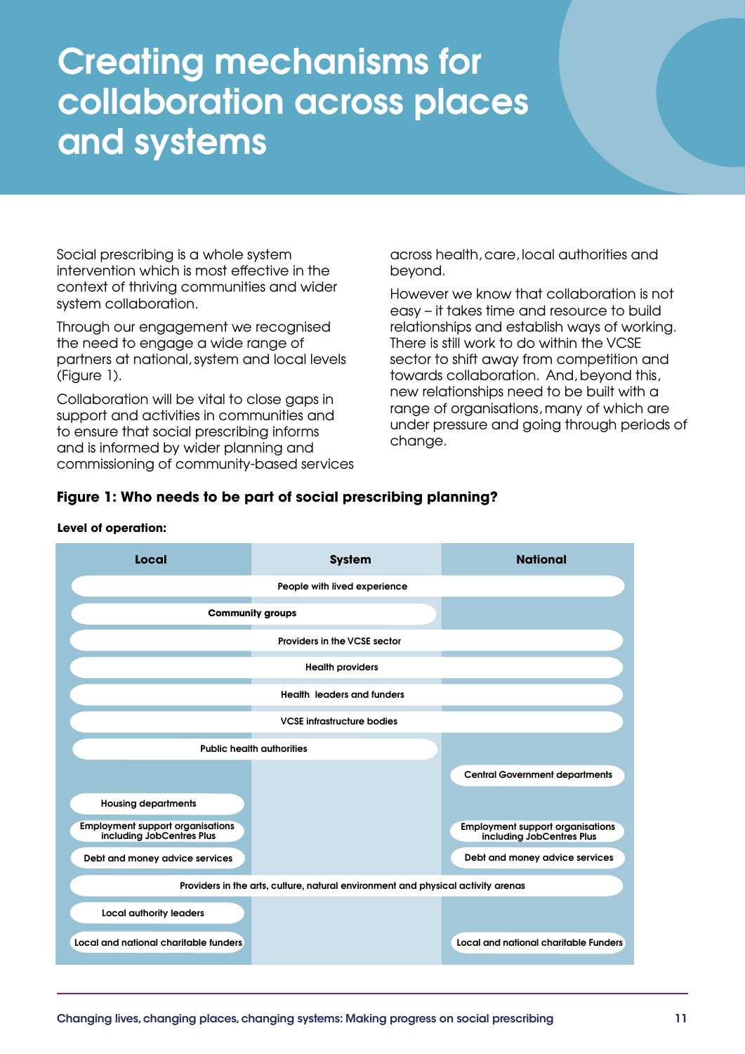# Creating mechanisms for collaboration across places and systems

Social prescribing is a whole system intervention which is most effective in the context of thriving communities and wider system collaboration.

Through our engagement we recognised the need to engage a wide range of partners at national, system and local levels (Figure 1).

Collaboration will be vital to close gaps in support and activities in communities and to ensure that social prescribing informs and is informed by wider planning and commissioning of community-based services across health, care, local authorities and beyond.

However we know that collaboration is not easy – it takes time and resource to build relationships and establish ways of working. There is still work to do within the VCSE sector to shift away from competition and towards collaboration. And, beyond this, new relationships need to be built with a range of organisations, many of which are under pressure and going through periods of change.

**Figure 1: Who needs to be part of social prescribing planning?**

**Level of operation:**

| | Local | System | National |
|---|---|---|---|
| People with lived experience | ✓ | ✓ | ✓ |
| Community groups | ✓ | ✓ | |
| Providers in the VCSE sector | ✓ | ✓ | ✓ |
| Health providers | ✓ | ✓ | ✓ |
| Health leaders and funders | ✓ | ✓ | ✓ |
| VCSE infrastructure bodies | ✓ | ✓ | ✓ |
| Public health authorities | ✓ | ✓ | |
| Central Government departments | | | ✓ |
| Housing departments | ✓ | | |
| Employment support organisations including JobCentres Plus | ✓ | | ✓ |
| Debt and money advice services | ✓ | | ✓ |
| Providers in the arts, culture, natural environment and physical activity arenas | ✓ | ✓ | ✓ |
| Local authority leaders | ✓ | | |
| Local and national charitable funders | ✓ | | ✓ |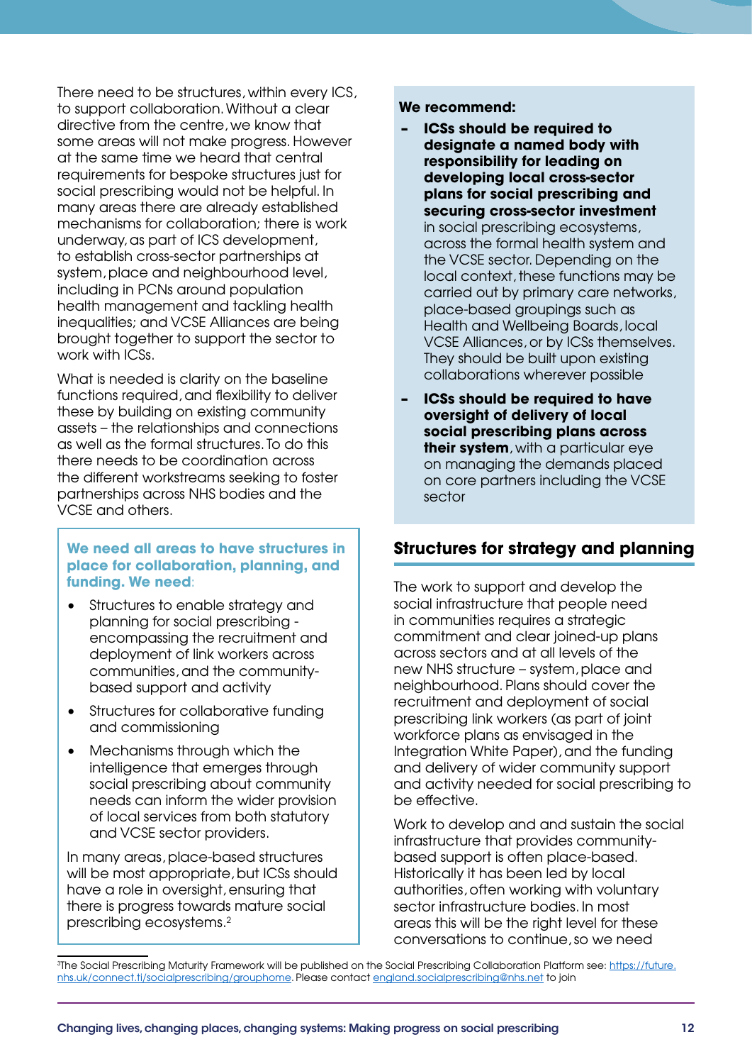There need to be structures, within every ICS, to support collaboration. Without a clear directive from the centre, we know that some areas will not make progress. However at the same time we heard that central requirements for bespoke structures just for social prescribing would not be helpful. In many areas there are already established mechanisms for collaboration; there is work underway, as part of ICS development, to establish cross-sector partnerships at system, place and neighbourhood level, including in PCNs around population health management and tackling health inequalities; and VCSE Alliances are being brought together to support the sector to work with ICSs.

What is needed is clarity on the baseline functions required, and flexibility to deliver these by building on existing community assets – the relationships and connections as well as the formal structures. To do this there needs to be coordination across the different workstreams seeking to foster partnerships across NHS bodies and the VCSE and others.

**We need all areas to have structures in place for collaboration, planning, and funding. We need**:

- Structures to enable strategy and planning for social prescribing - encompassing the recruitment and deployment of link workers across communities, and the community-based support and activity
- Structures for collaborative funding and commissioning
- Mechanisms through which the intelligence that emerges through social prescribing about community needs can inform the wider provision of local services from both statutory and VCSE sector providers.

In many areas, place-based structures will be most appropriate, but ICSs should have a role in oversight, ensuring that there is progress towards mature social prescribing ecosystems.[2]

**We recommend:**

- **ICSs should be required to designate a named body with responsibility for leading on developing local cross-sector plans for social prescribing and securing cross-sector investment** in social prescribing ecosystems, across the formal health system and the VCSE sector. Depending on the local context, these functions may be carried out by primary care networks, place-based groupings such as Health and Wellbeing Boards, local VCSE Alliances, or by ICSs themselves. They should be built upon existing collaborations wherever possible
- **ICSs should be required to have oversight of delivery of local social prescribing plans across their system**, with a particular eye on managing the demands placed on core partners including the VCSE sector

## Structures for strategy and planning

The work to support and develop the social infrastructure that people need in communities requires a strategic commitment and clear joined-up plans across sectors and at all levels of the new NHS structure – system, place and neighbourhood. Plans should cover the recruitment and deployment of social prescribing link workers (as part of joint workforce plans as envisaged in the Integration White Paper), and the funding and delivery of wider community support and activity needed for social prescribing to be effective.

Work to develop and and sustain the social infrastructure that provides community-based support is often place-based. Historically it has been led by local authorities, often working with voluntary sector infrastructure bodies. In most areas this will be the right level for these conversations to continue, so we need

[2] The Social Prescribing Maturity Framework will be published on the Social Prescribing Collaboration Platform see: https://future.nhs.uk/connect.ti/socialprescribing/grouphome. Please contact england.socialprescribing@nhs.net to join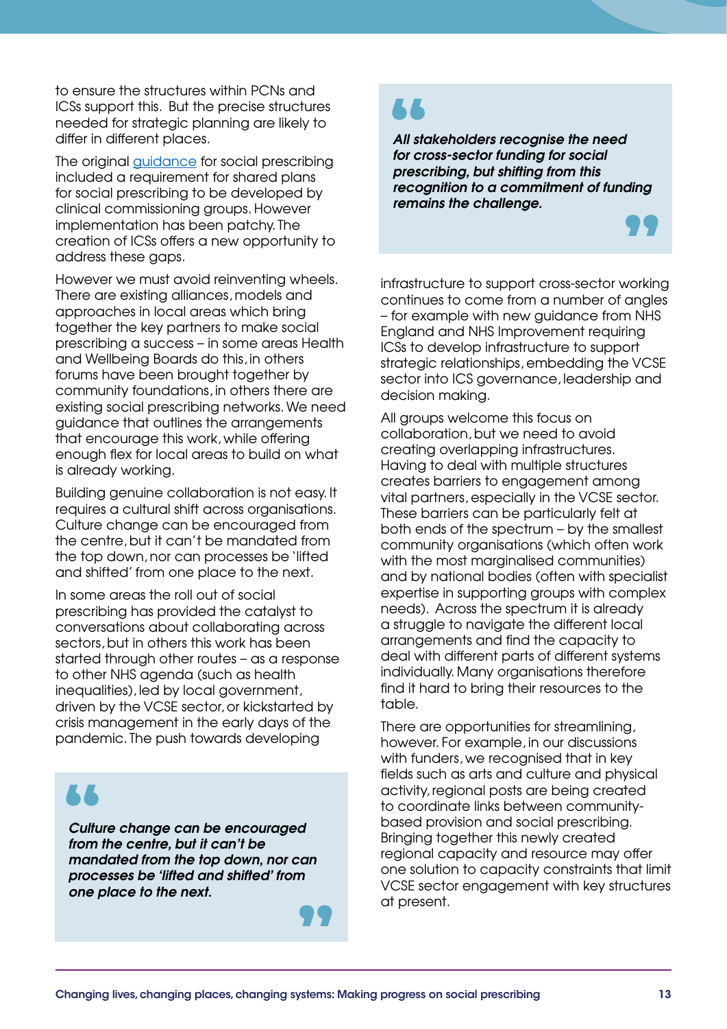to ensure the structures within PCNs and ICSs support this. But the precise structures needed for strategic planning are likely to differ in different places.

The original [guidance](guidance) for social prescribing included a requirement for shared plans for social prescribing to be developed by clinical commissioning groups. However implementation has been patchy. The creation of ICSs offers a new opportunity to address these gaps.

However we must avoid reinventing wheels. There are existing alliances, models and approaches in local areas which bring together the key partners to make social prescribing a success – in some areas Health and Wellbeing Boards do this, in others forums have been brought together by community foundations, in others there are existing social prescribing networks. We need guidance that outlines the arrangements that encourage this work, while offering enough flex for local areas to build on what is already working.

Building genuine collaboration is not easy. It requires a cultural shift across organisations. Culture change can be encouraged from the centre, but it can't be mandated from the top down, nor can processes be 'lifted and shifted' from one place to the next.

In some areas the roll out of social prescribing has provided the catalyst to conversations about collaborating across sectors, but in others this work has been started through other routes – as a response to other NHS agenda (such as health inequalities), led by local government, driven by the VCSE sector, or kickstarted by crisis management in the early days of the pandemic. The push towards developing infrastructure to support cross-sector working continues to come from a number of angles – for example with new guidance from NHS England and NHS Improvement requiring ICSs to develop infrastructure to support strategic relationships, embedding the VCSE sector into ICS governance, leadership and decision making.

> ***Culture change can be encouraged from the centre, but it can't be mandated from the top down, nor can processes be 'lifted and shifted' from one place to the next.***

> ***All stakeholders recognise the need for cross-sector funding for social prescribing, but shifting from this recognition to a commitment of funding remains the challenge.***

All groups welcome this focus on collaboration, but we need to avoid creating overlapping infrastructures. Having to deal with multiple structures creates barriers to engagement among vital partners, especially in the VCSE sector. These barriers can be particularly felt at both ends of the spectrum – by the smallest community organisations (which often work with the most marginalised communities) and by national bodies (often with specialist expertise in supporting groups with complex needs). Across the spectrum it is already a struggle to navigate the different local arrangements and find the capacity to deal with different parts of different systems individually. Many organisations therefore find it hard to bring their resources to the table.

There are opportunities for streamlining, however. For example, in our discussions with funders, we recognised that in key fields such as arts and culture and physical activity, regional posts are being created to coordinate links between community-based provision and social prescribing. Bringing together this newly created regional capacity and resource may offer one solution to capacity constraints that limit VCSE sector engagement with key structures at present.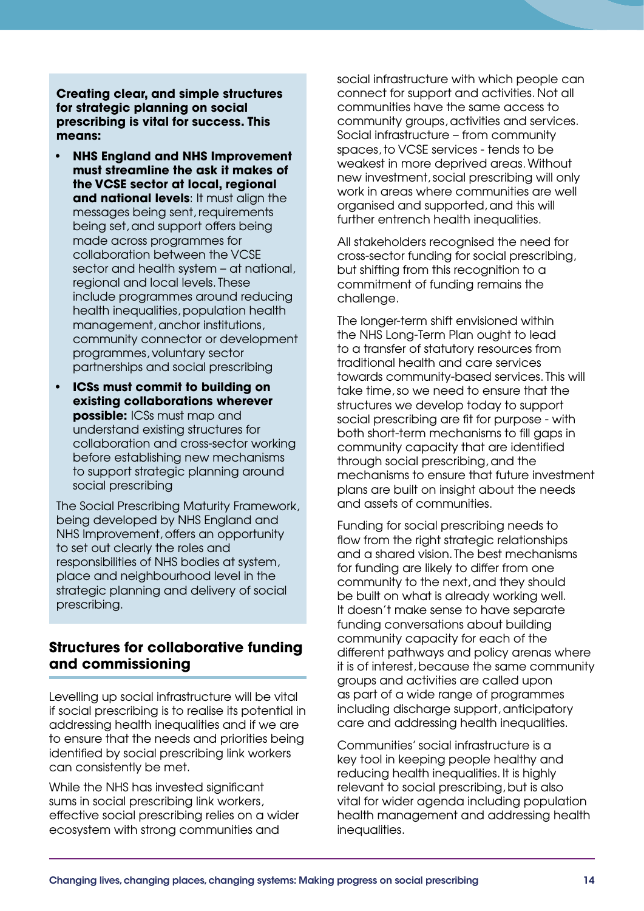**Creating clear, and simple structures for strategic planning on social prescribing is vital for success. This means:**

- **NHS England and NHS Improvement must streamline the ask it makes of the VCSE sector at local, regional and national levels**: It must align the messages being sent, requirements being set, and support offers being made across programmes for collaboration between the VCSE sector and health system – at national, regional and local levels. These include programmes around reducing health inequalities, population health management, anchor institutions, community connector or development programmes, voluntary sector partnerships and social prescribing
- **ICSs must commit to building on existing collaborations wherever possible:** ICSs must map and understand existing structures for collaboration and cross-sector working before establishing new mechanisms to support strategic planning around social prescribing

The Social Prescribing Maturity Framework, being developed by NHS England and NHS Improvement, offers an opportunity to set out clearly the roles and responsibilities of NHS bodies at system, place and neighbourhood level in the strategic planning and delivery of social prescribing.

## Structures for collaborative funding and commissioning

Levelling up social infrastructure will be vital if social prescribing is to realise its potential in addressing health inequalities and if we are to ensure that the needs and priorities being identified by social prescribing link workers can consistently be met.

While the NHS has invested significant sums in social prescribing link workers, effective social prescribing relies on a wider ecosystem with strong communities and social infrastructure with which people can connect for support and activities. Not all communities have the same access to community groups, activities and services. Social infrastructure – from community spaces, to VCSE services - tends to be weakest in more deprived areas. Without new investment, social prescribing will only work in areas where communities are well organised and supported, and this will further entrench health inequalities.

All stakeholders recognised the need for cross-sector funding for social prescribing, but shifting from this recognition to a commitment of funding remains the challenge.

The longer-term shift envisioned within the NHS Long-Term Plan ought to lead to a transfer of statutory resources from traditional health and care services towards community-based services. This will take time, so we need to ensure that the structures we develop today to support social prescribing are fit for purpose - with both short-term mechanisms to fill gaps in community capacity that are identified through social prescribing, and the mechanisms to ensure that future investment plans are built on insight about the needs and assets of communities.

Funding for social prescribing needs to flow from the right strategic relationships and a shared vision. The best mechanisms for funding are likely to differ from one community to the next, and they should be built on what is already working well. It doesn't make sense to have separate funding conversations about building community capacity for each of the different pathways and policy arenas where it is of interest, because the same community groups and activities are called upon as part of a wide range of programmes including discharge support, anticipatory care and addressing health inequalities.

Communities' social infrastructure is a key tool in keeping people healthy and reducing health inequalities. It is highly relevant to social prescribing, but is also vital for wider agenda including population health management and addressing health inequalities.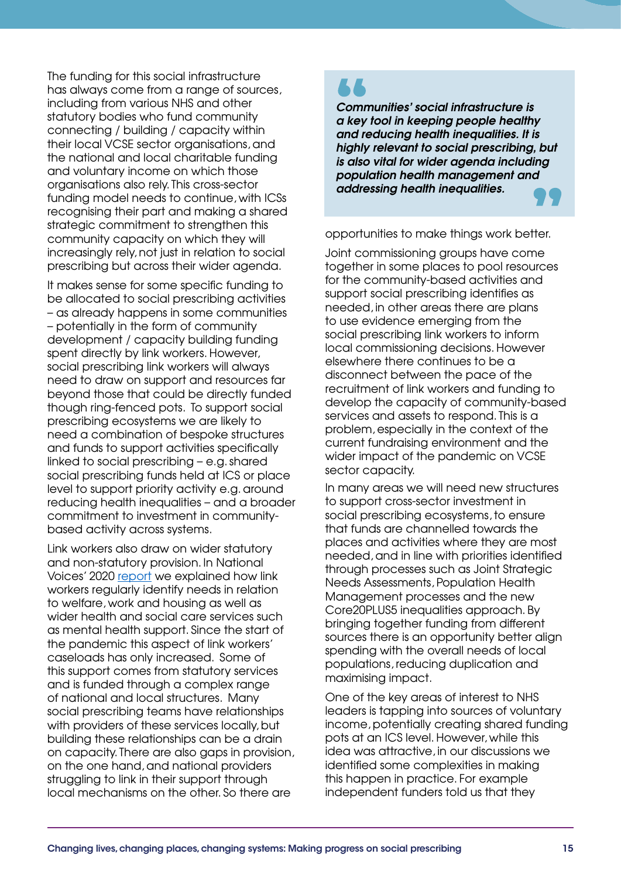The funding for this social infrastructure has always come from a range of sources, including from various NHS and other statutory bodies who fund community connecting / building / capacity within their local VCSE sector organisations, and the national and local charitable funding and voluntary income on which those organisations also rely. This cross-sector funding model needs to continue, with ICSs recognising their part and making a shared strategic commitment to strengthen this community capacity on which they will increasingly rely, not just in relation to social prescribing but across their wider agenda.

It makes sense for some specific funding to be allocated to social prescribing activities – as already happens in some communities – potentially in the form of community development / capacity building funding spent directly by link workers. However, social prescribing link workers will always need to draw on support and resources far beyond those that could be directly funded though ring-fenced pots. To support social prescribing ecosystems we are likely to need a combination of bespoke structures and funds to support activities specifically linked to social prescribing – e.g. shared social prescribing funds held at ICS or place level to support priority activity e.g. around reducing health inequalities – and a broader commitment to investment in community-based activity across systems.

Link workers also draw on wider statutory and non-statutory provision. In National Voices' 2020 report we explained how link workers regularly identify needs in relation to welfare, work and housing as well as wider health and social care services such as mental health support. Since the start of the pandemic this aspect of link workers' caseloads has only increased. Some of this support comes from statutory services and is funded through a complex range of national and local structures. Many social prescribing teams have relationships with providers of these services locally, but building these relationships can be a drain on capacity. There are also gaps in provision, on the one hand, and national providers struggling to link in their support through local mechanisms on the other. So there are opportunities to make things work better.

> ***Communities' social infrastructure is a key tool in keeping people healthy and reducing health inequalities. It is highly relevant to social prescribing, but is also vital for wider agenda including population health management and addressing health inequalities.***

Joint commissioning groups have come together in some places to pool resources for the community-based activities and support social prescribing identifies as needed, in other areas there are plans to use evidence emerging from the social prescribing link workers to inform local commissioning decisions. However elsewhere there continues to be a disconnect between the pace of the recruitment of link workers and funding to develop the capacity of community-based services and assets to respond. This is a problem, especially in the context of the current fundraising environment and the wider impact of the pandemic on VCSE sector capacity.

In many areas we will need new structures to support cross-sector investment in social prescribing ecosystems, to ensure that funds are channelled towards the places and activities where they are most needed, and in line with priorities identified through processes such as Joint Strategic Needs Assessments, Population Health Management processes and the new Core20PLUS5 inequalities approach. By bringing together funding from different sources there is an opportunity better align spending with the overall needs of local populations, reducing duplication and maximising impact.

One of the key areas of interest to NHS leaders is tapping into sources of voluntary income, potentially creating shared funding pots at an ICS level. However, while this idea was attractive, in our discussions we identified some complexities in making this happen in practice. For example independent funders told us that they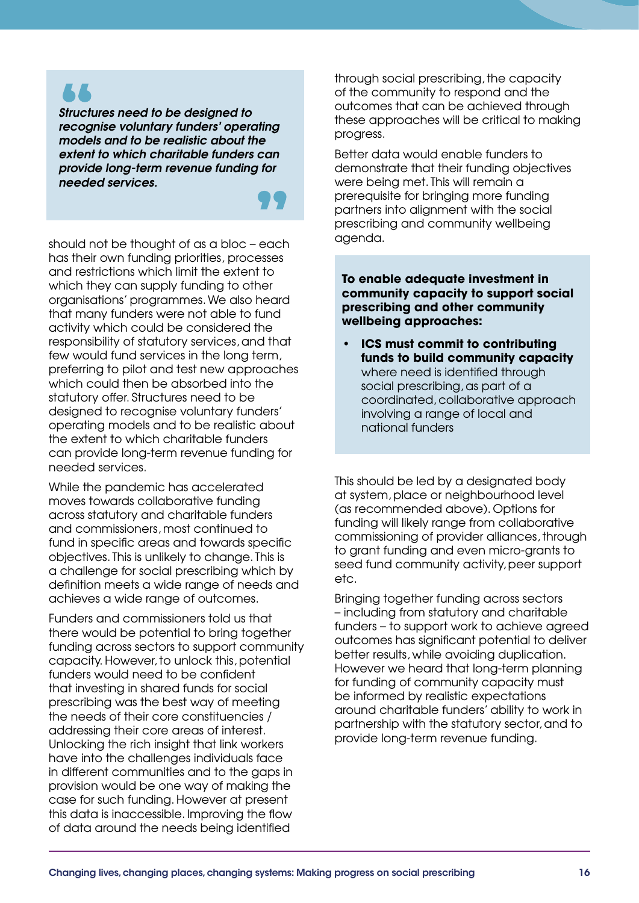> *Structures need to be designed to recognise voluntary funders' operating models and to be realistic about the extent to which charitable funders can provide long-term revenue funding for needed services.*

should not be thought of as a bloc – each has their own funding priorities, processes and restrictions which limit the extent to which they can supply funding to other organisations' programmes. We also heard that many funders were not able to fund activity which could be considered the responsibility of statutory services, and that few would fund services in the long term, preferring to pilot and test new approaches which could then be absorbed into the statutory offer. Structures need to be designed to recognise voluntary funders' operating models and to be realistic about the extent to which charitable funders can provide long-term revenue funding for needed services.

While the pandemic has accelerated moves towards collaborative funding across statutory and charitable funders and commissioners, most continued to fund in specific areas and towards specific objectives. This is unlikely to change. This is a challenge for social prescribing which by definition meets a wide range of needs and achieves a wide range of outcomes.

Funders and commissioners told us that there would be potential to bring together funding across sectors to support community capacity. However, to unlock this, potential funders would need to be confident that investing in shared funds for social prescribing was the best way of meeting the needs of their core constituencies / addressing their core areas of interest. Unlocking the rich insight that link workers have into the challenges individuals face in different communities and to the gaps in provision would be one way of making the case for such funding. However at present this data is inaccessible. Improving the flow of data around the needs being identified through social prescribing, the capacity of the community to respond and the outcomes that can be achieved through these approaches will be critical to making progress.

Better data would enable funders to demonstrate that their funding objectives were being met. This will remain a prerequisite for bringing more funding partners into alignment with the social prescribing and community wellbeing agenda.

**To enable adequate investment in community capacity to support social prescribing and other community wellbeing approaches:**

- **ICS must commit to contributing funds to build community capacity** where need is identified through social prescribing, as part of a coordinated, collaborative approach involving a range of local and national funders

This should be led by a designated body at system, place or neighbourhood level (as recommended above). Options for funding will likely range from collaborative commissioning of provider alliances, through to grant funding and even micro-grants to seed fund community activity, peer support etc.

Bringing together funding across sectors – including from statutory and charitable funders – to support work to achieve agreed outcomes has significant potential to deliver better results, while avoiding duplication. However we heard that long-term planning for funding of community capacity must be informed by realistic expectations around charitable funders' ability to work in partnership with the statutory sector, and to provide long-term revenue funding.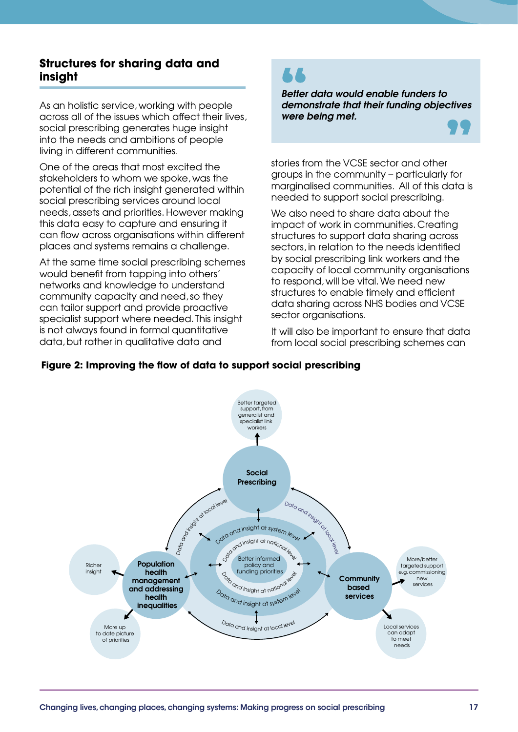## Structures for sharing data and insight

As an holistic service, working with people across all of the issues which affect their lives, social prescribing generates huge insight into the needs and ambitions of people living in different communities.

One of the areas that most excited the stakeholders to whom we spoke, was the potential of the rich insight generated within social prescribing services around local needs, assets and priorities. However making this data easy to capture and ensuring it can flow across organisations within different places and systems remains a challenge.

At the same time social prescribing schemes would benefit from tapping into others' networks and knowledge to understand community capacity and need, so they can tailor support and provide proactive specialist support where needed. This insight is not always found in formal quantitative data, but rather in qualitative data and stories from the VCSE sector and other groups in the community – particularly for marginalised communities. All of this data is needed to support social prescribing.

> *Better data would enable funders to demonstrate that their funding objectives were being met.*

We also need to share data about the impact of work in communities. Creating structures to support data sharing across sectors, in relation to the needs identified by social prescribing link workers and the capacity of local community organisations to respond, will be vital. We need new structures to enable timely and efficient data sharing across NHS bodies and VCSE sector organisations.

It will also be important to ensure that data from local social prescribing schemes can

**Figure 2: Improving the flow of data to support social prescribing**

Social Prescribing → Better targeted support, from generalist and specialist link workers

Population health management and addressing health inequalities → Richer insight; More up to date picture of priorities

Community based services → More/better targeted support e.g. commissioning new services; Local services can adapt to meet needs

Centre: Better informed policy and funding priorities

Data and insight at local level / Data and insight at system level / Data and insight at national level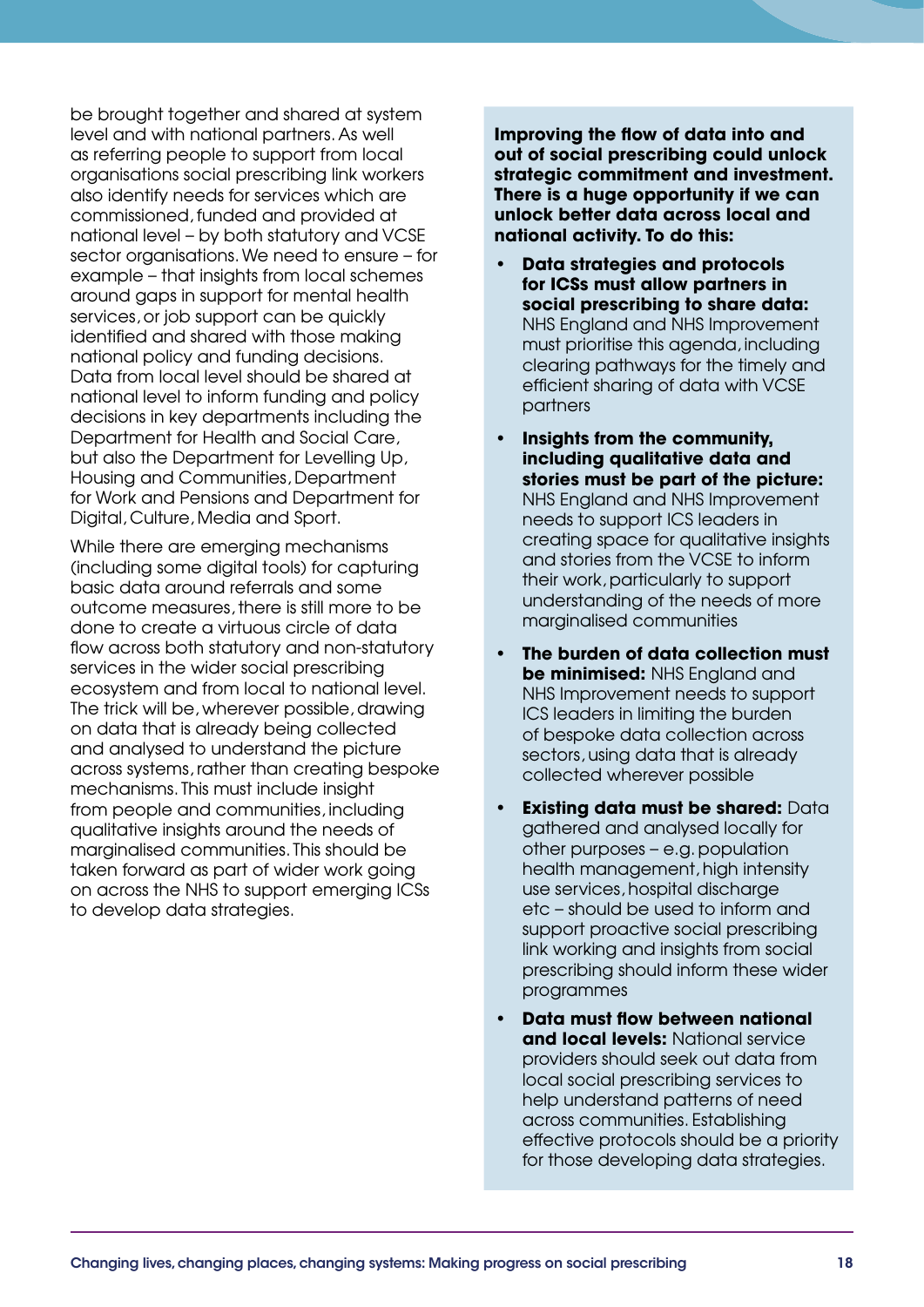be brought together and shared at system level and with national partners. As well as referring people to support from local organisations social prescribing link workers also identify needs for services which are commissioned, funded and provided at national level – by both statutory and VCSE sector organisations. We need to ensure – for example – that insights from local schemes around gaps in support for mental health services, or job support can be quickly identified and shared with those making national policy and funding decisions. Data from local level should be shared at national level to inform funding and policy decisions in key departments including the Department for Health and Social Care, but also the Department for Levelling Up, Housing and Communities, Department for Work and Pensions and Department for Digital, Culture, Media and Sport.

While there are emerging mechanisms (including some digital tools) for capturing basic data around referrals and some outcome measures, there is still more to be done to create a virtuous circle of data flow across both statutory and non-statutory services in the wider social prescribing ecosystem and from local to national level. The trick will be, wherever possible, drawing on data that is already being collected and analysed to understand the picture across systems, rather than creating bespoke mechanisms. This must include insight from people and communities, including qualitative insights around the needs of marginalised communities. This should be taken forward as part of wider work going on across the NHS to support emerging ICSs to develop data strategies.

**Improving the flow of data into and out of social prescribing could unlock strategic commitment and investment. There is a huge opportunity if we can unlock better data across local and national activity. To do this:**

- **Data strategies and protocols for ICSs must allow partners in social prescribing to share data:** NHS England and NHS Improvement must prioritise this agenda, including clearing pathways for the timely and efficient sharing of data with VCSE partners
- **Insights from the community, including qualitative data and stories must be part of the picture:** NHS England and NHS Improvement needs to support ICS leaders in creating space for qualitative insights and stories from the VCSE to inform their work, particularly to support understanding of the needs of more marginalised communities
- **The burden of data collection must be minimised:** NHS England and NHS Improvement needs to support ICS leaders in limiting the burden of bespoke data collection across sectors, using data that is already collected wherever possible
- **Existing data must be shared:** Data gathered and analysed locally for other purposes – e.g. population health management, high intensity use services, hospital discharge etc – should be used to inform and support proactive social prescribing link working and insights from social prescribing should inform these wider programmes
- **Data must flow between national and local levels:** National service providers should seek out data from local social prescribing services to help understand patterns of need across communities. Establishing effective protocols should be a priority for those developing data strategies.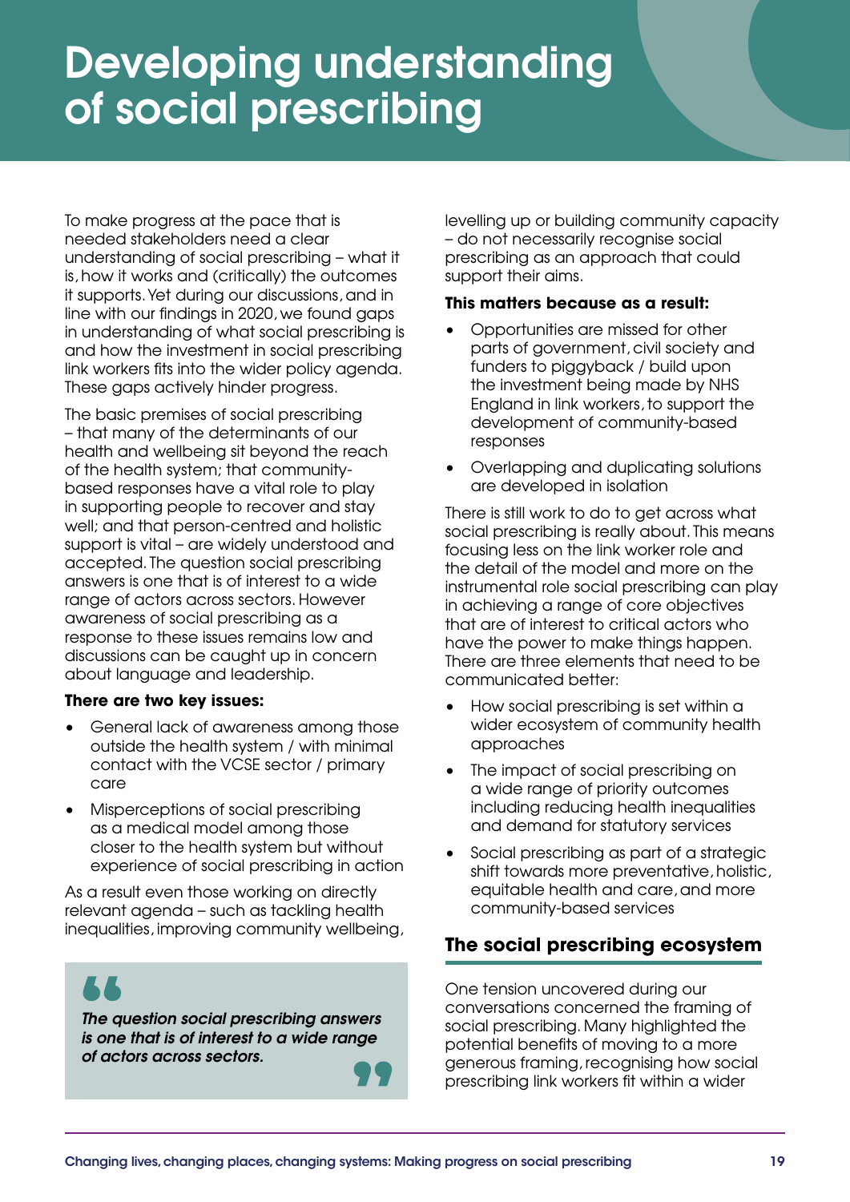# Developing understanding of social prescribing

To make progress at the pace that is needed stakeholders need a clear understanding of social prescribing – what it is, how it works and (critically) the outcomes it supports. Yet during our discussions, and in line with our findings in 2020, we found gaps in understanding of what social prescribing is and how the investment in social prescribing link workers fits into the wider policy agenda. These gaps actively hinder progress.

The basic premises of social prescribing – that many of the determinants of our health and wellbeing sit beyond the reach of the health system; that community-based responses have a vital role to play in supporting people to recover and stay well; and that person-centred and holistic support is vital – are widely understood and accepted. The question social prescribing answers is one that is of interest to a wide range of actors across sectors. However awareness of social prescribing as a response to these issues remains low and discussions can be caught up in concern about language and leadership.

**There are two key issues:**

- General lack of awareness among those outside the health system / with minimal contact with the VCSE sector / primary care
- Misperceptions of social prescribing as a medical model among those closer to the health system but without experience of social prescribing in action

As a result even those working on directly relevant agenda – such as tackling health inequalities, improving community wellbeing, levelling up or building community capacity – do not necessarily recognise social prescribing as an approach that could support their aims.

> ***The question social prescribing answers is one that is of interest to a wide range of actors across sectors.***

**This matters because as a result:**

- Opportunities are missed for other parts of government, civil society and funders to piggyback / build upon the investment being made by NHS England in link workers, to support the development of community-based responses
- Overlapping and duplicating solutions are developed in isolation

There is still work to do to get across what social prescribing is really about. This means focusing less on the link worker role and the detail of the model and more on the instrumental role social prescribing can play in achieving a range of core objectives that are of interest to critical actors who have the power to make things happen. There are three elements that need to be communicated better:

- How social prescribing is set within a wider ecosystem of community health approaches
- The impact of social prescribing on a wide range of priority outcomes including reducing health inequalities and demand for statutory services
- Social prescribing as part of a strategic shift towards more preventative, holistic, equitable health and care, and more community-based services

## The social prescribing ecosystem

One tension uncovered during our conversations concerned the framing of social prescribing. Many highlighted the potential benefits of moving to a more generous framing, recognising how social prescribing link workers fit within a wider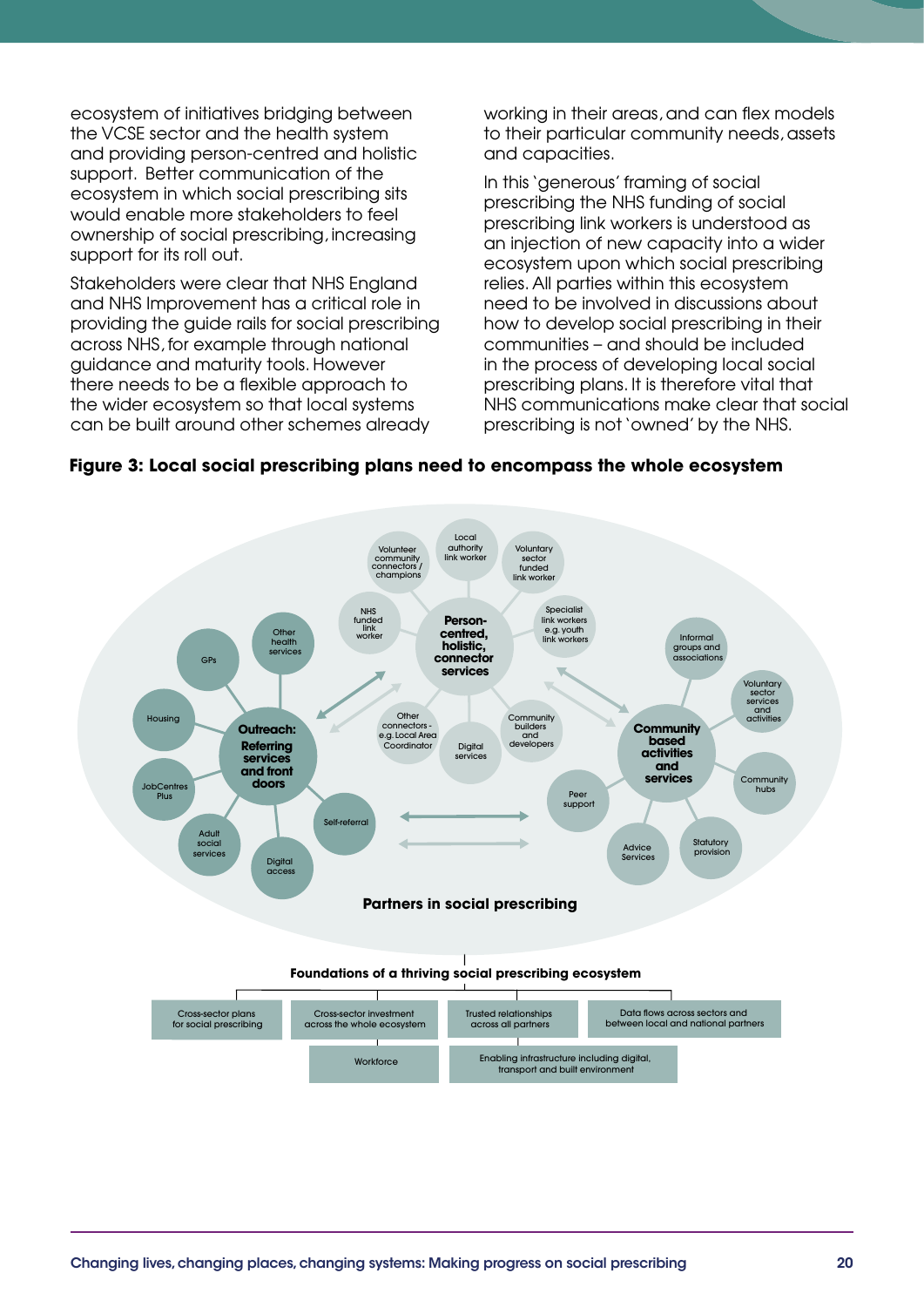ecosystem of initiatives bridging between the VCSE sector and the health system and providing person-centred and holistic support. Better communication of the ecosystem in which social prescribing sits would enable more stakeholders to feel ownership of social prescribing, increasing support for its roll out.

Stakeholders were clear that NHS England and NHS Improvement has a critical role in providing the guide rails for social prescribing across NHS, for example through national guidance and maturity tools. However there needs to be a flexible approach to the wider ecosystem so that local systems can be built around other schemes already working in their areas, and can flex models to their particular community needs, assets and capacities.

In this 'generous' framing of social prescribing the NHS funding of social prescribing link workers is understood as an injection of new capacity into a wider ecosystem upon which social prescribing relies. All parties within this ecosystem need to be involved in discussions about how to develop social prescribing in their communities – and should be included in the process of developing local social prescribing plans. It is therefore vital that NHS communications make clear that social prescribing is not 'owned' by the NHS.

**Figure 3: Local social prescribing plans need to encompass the whole ecosystem**

**Partners in social prescribing**

**Outreach: Referring services and front doors**
- GPs
- Other health services
- Housing
- JobCentres Plus
- Adult social services
- Digital access
- Self-referral

**Person-centred, holistic, connector services**
- Volunteer community connectors / champions
- Local authority link worker
- Voluntary sector funded link worker
- NHS funded link worker
- Specialist link workers e.g. youth link workers
- Other connectors - e.g. Local Area Coordinator
- Digital services
- Community builders and developers

**Community based activities and services**
- Informal groups and associations
- Voluntary sector services and activities
- Community hubs
- Statutory provision
- Advice Services
- Peer support

**Foundations of a thriving social prescribing ecosystem**
- Cross-sector plans for social prescribing
- Cross-sector investment across the whole ecosystem
- Trusted relationships across all partners
- Data flows across sectors and between local and national partners
- Workforce
- Enabling infrastructure including digital, transport and built environment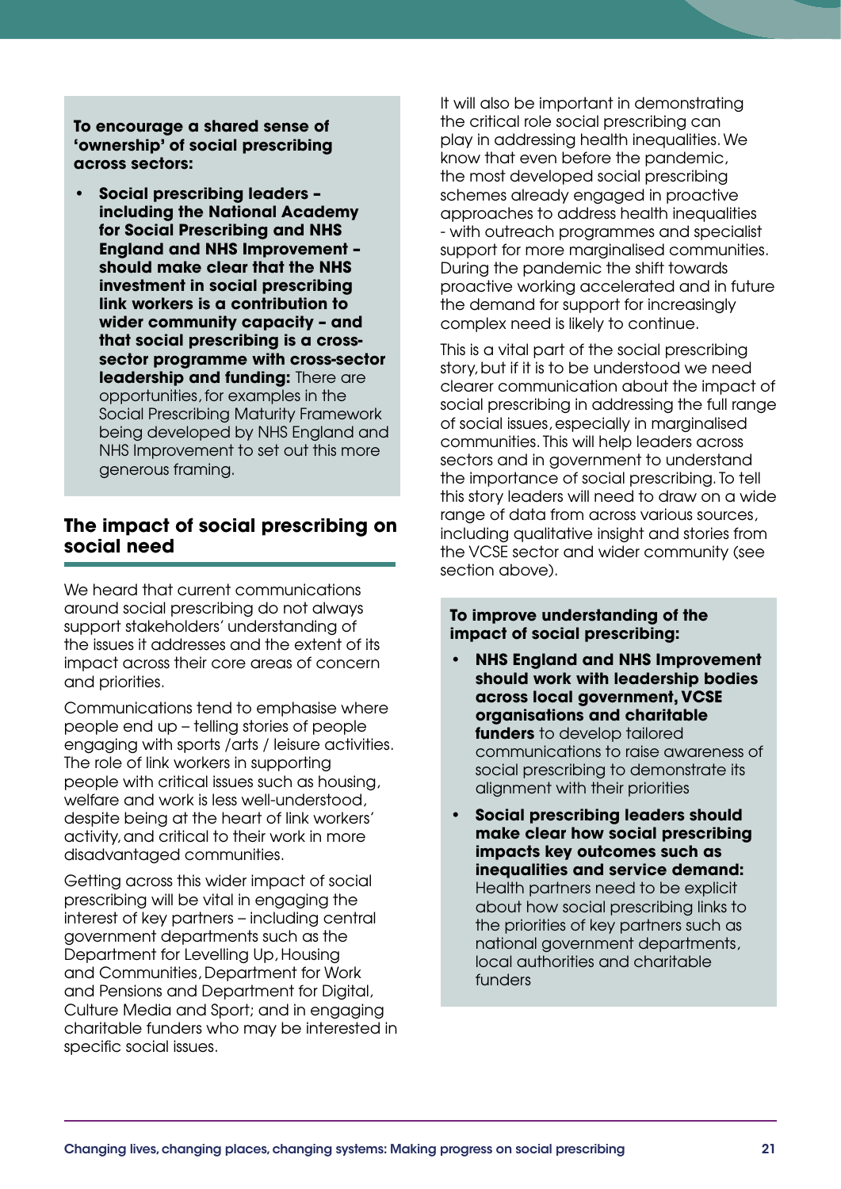**To encourage a shared sense of 'ownership' of social prescribing across sectors:**

- **Social prescribing leaders – including the National Academy for Social Prescribing and NHS England and NHS Improvement – should make clear that the NHS investment in social prescribing link workers is a contribution to wider community capacity – and that social prescribing is a cross-sector programme with cross-sector leadership and funding:** There are opportunities, for examples in the Social Prescribing Maturity Framework being developed by NHS England and NHS Improvement to set out this more generous framing.

## The impact of social prescribing on social need

We heard that current communications around social prescribing do not always support stakeholders' understanding of the issues it addresses and the extent of its impact across their core areas of concern and priorities.

Communications tend to emphasise where people end up – telling stories of people engaging with sports /arts / leisure activities. The role of link workers in supporting people with critical issues such as housing, welfare and work is less well-understood, despite being at the heart of link workers' activity, and critical to their work in more disadvantaged communities.

Getting across this wider impact of social prescribing will be vital in engaging the interest of key partners – including central government departments such as the Department for Levelling Up, Housing and Communities, Department for Work and Pensions and Department for Digital, Culture Media and Sport; and in engaging charitable funders who may be interested in specific social issues.

It will also be important in demonstrating the critical role social prescribing can play in addressing health inequalities. We know that even before the pandemic, the most developed social prescribing schemes already engaged in proactive approaches to address health inequalities - with outreach programmes and specialist support for more marginalised communities. During the pandemic the shift towards proactive working accelerated and in future the demand for support for increasingly complex need is likely to continue.

This is a vital part of the social prescribing story, but if it is to be understood we need clearer communication about the impact of social prescribing in addressing the full range of social issues, especially in marginalised communities. This will help leaders across sectors and in government to understand the importance of social prescribing. To tell this story leaders will need to draw on a wide range of data from across various sources, including qualitative insight and stories from the VCSE sector and wider community (see section above).

**To improve understanding of the impact of social prescribing:**

- **NHS England and NHS Improvement should work with leadership bodies across local government, VCSE organisations and charitable funders** to develop tailored communications to raise awareness of social prescribing to demonstrate its alignment with their priorities
- **Social prescribing leaders should make clear how social prescribing impacts key outcomes such as inequalities and service demand:** Health partners need to be explicit about how social prescribing links to the priorities of key partners such as national government departments, local authorities and charitable funders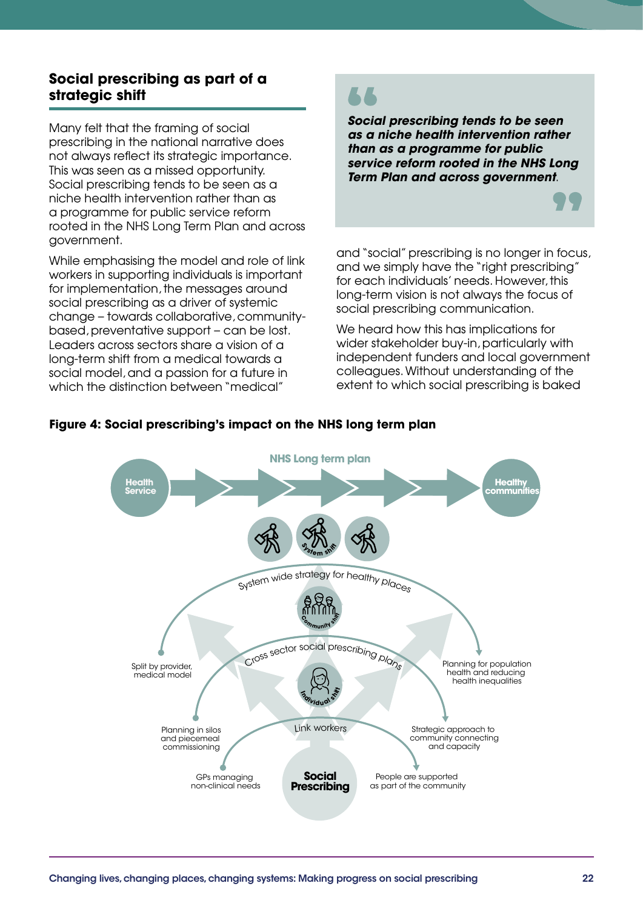## Social prescribing as part of a strategic shift

Many felt that the framing of social prescribing in the national narrative does not always reflect its strategic importance. This was seen as a missed opportunity. Social prescribing tends to be seen as a niche health intervention rather than as a programme for public service reform rooted in the NHS Long Term Plan and across government.

While emphasising the model and role of link workers in supporting individuals is important for implementation, the messages around social prescribing as a driver of systemic change – towards collaborative, community-based, preventative support – can be lost. Leaders across sectors share a vision of a long-term shift from a medical towards a social model, and a passion for a future in which the distinction between "medical" and "social" prescribing is no longer in focus, and we simply have the "right prescribing" for each individuals' needs. However, this long-term vision is not always the focus of social prescribing communication.

> ***Social prescribing tends to be seen as a niche health intervention rather than as a programme for public service reform rooted in the NHS Long Term Plan and across government***.

We heard how this has implications for wider stakeholder buy-in, particularly with independent funders and local government colleagues. Without understanding of the extent to which social prescribing is baked

**Figure 4: Social prescribing's impact on the NHS long term plan**

NHS Long term plan

Health Service → Healthy communities

System shift

System wide strategy for healthy places

Community shift

Cross sector social prescribing plans

Individual shift

Link workers

Social Prescribing

Split by provider, medical model

Planning in silos and piecemeal commissioning

GPs managing non-clinical needs

Planning for population health and reducing health inequalities

Strategic approach to community connecting and capacity

People are supported as part of the community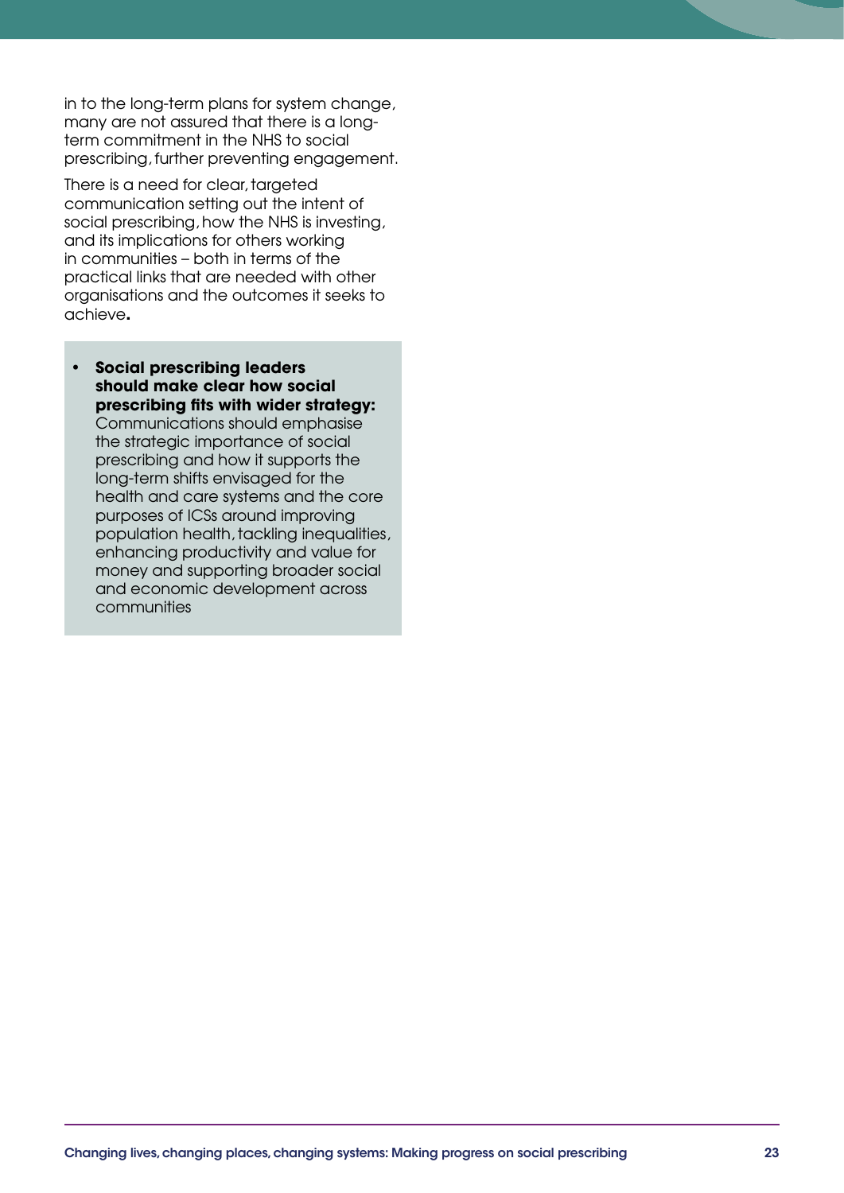in to the long-term plans for system change, many are not assured that there is a long-term commitment in the NHS to social prescribing, further preventing engagement.

There is a need for clear, targeted communication setting out the intent of social prescribing, how the NHS is investing, and its implications for others working in communities – both in terms of the practical links that are needed with other organisations and the outcomes it seeks to achieve**.**

- **Social prescribing leaders should make clear how social prescribing fits with wider strategy:** Communications should emphasise the strategic importance of social prescribing and how it supports the long-term shifts envisaged for the health and care systems and the core purposes of ICSs around improving population health, tackling inequalities, enhancing productivity and value for money and supporting broader social and economic development across communities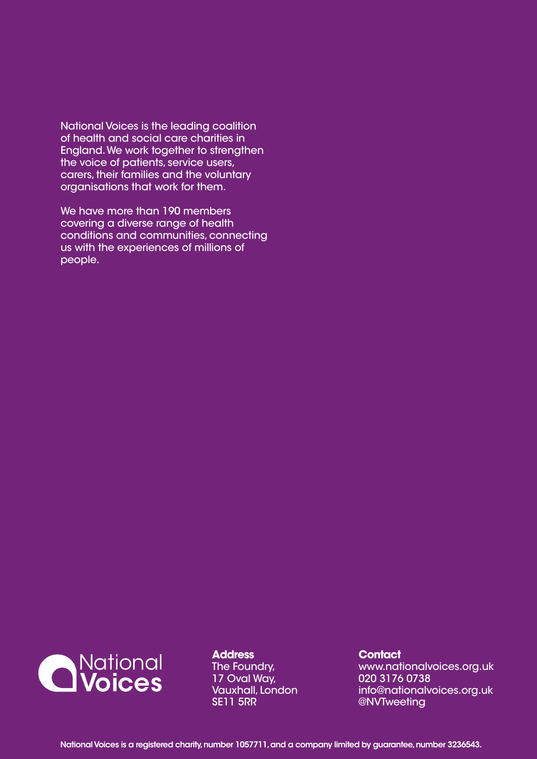National Voices is the leading coalition of health and social care charities in England. We work together to strengthen the voice of patients, service users, carers, their families and the voluntary organisations that work for them.

We have more than 190 members covering a diverse range of health conditions and communities, connecting us with the experiences of millions of people.

National Voices

**Address**
The Foundry,
17 Oval Way,
Vauxhall, London
SE11 5RR

**Contact**
www.nationalvoices.org.uk
020 3176 0738
info@nationalvoices.org.uk
@NVTweeting

**National Voices is a registered charity, number 1057711, and a company limited by guarantee, number 3236543.**